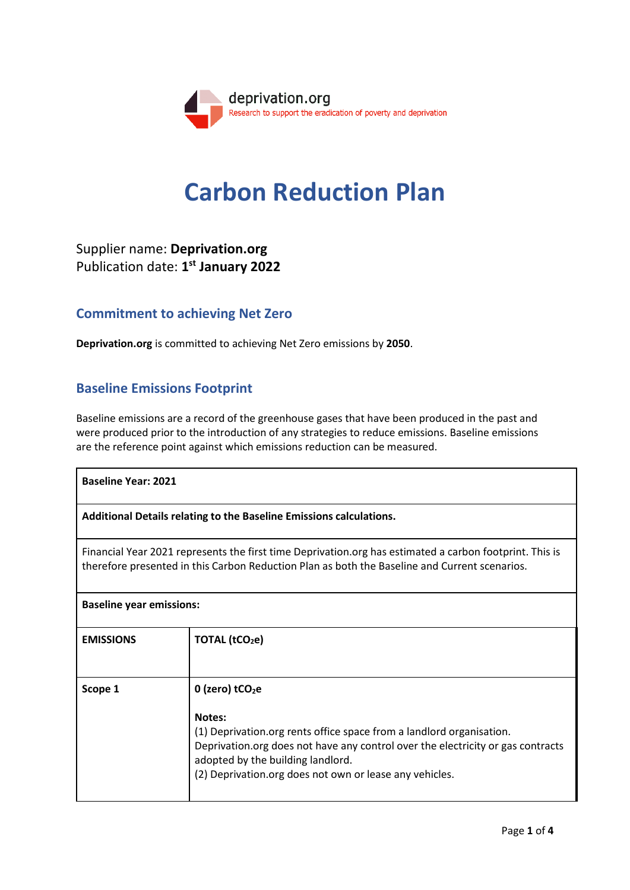deprivation.org

Research to support the eradication of poverty and deprivation

# Carbon Reduction Plan

Supplier name: **Deprivation.org**
Publication date: **1st January 2022**

## Commitment to achieving Net Zero

**Deprivation.org** is committed to achieving Net Zero emissions by **2050**.

## Baseline Emissions Footprint

Baseline emissions are a record of the greenhouse gases that have been produced in the past and were produced prior to the introduction of any strategies to reduce emissions. Baseline emissions are the reference point against which emissions reduction can be measured.

| **Baseline Year: 2021** | |
|---|---|
| **Additional Details relating to the Baseline Emissions calculations.** | |
| Financial Year 2021 represents the first time Deprivation.org has estimated a carbon footprint. This is therefore presented in this Carbon Reduction Plan as both the Baseline and Current scenarios. | |
| **Baseline year emissions:** | |
| **EMISSIONS** | **TOTAL ($tCO_2e$)** |
| **Scope 1** | **0 (zero) $tCO_2e$**<br><br>**Notes:**<br>(1) Deprivation.org rents office space from a landlord organisation. Deprivation.org does not have any control over the electricity or gas contracts adopted by the building landlord.<br>(2) Deprivation.org does not own or lease any vehicles. |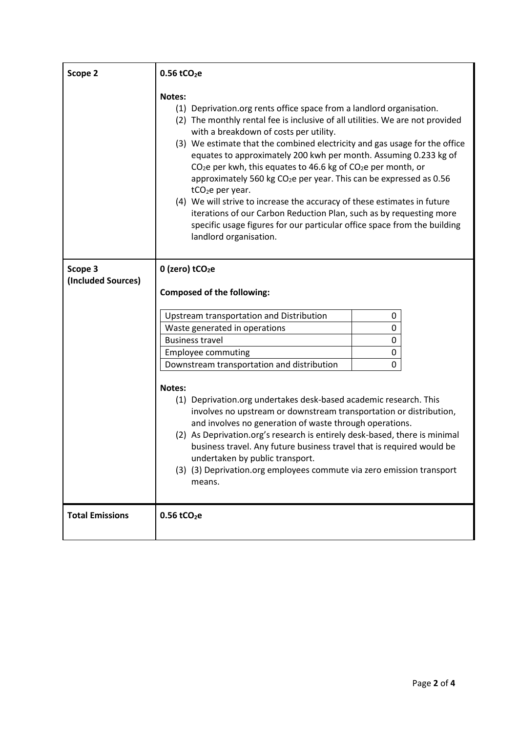| | |
|---|---|
| **Scope 2** | **0.56 $tCO_2e$**<br><br>**Notes:**<br>(1) Deprivation.org rents office space from a landlord organisation.<br>(2) The monthly rental fee is inclusive of all utilities. We are not provided with a breakdown of costs per utility.<br>(3) We estimate that the combined electricity and gas usage for the office equates to approximately 200 kwh per month. Assuming 0.233 kg of $CO_2e$ per kwh, this equates to 46.6 kg of $CO_2e$ per month, or approximately 560 kg $CO_2e$ per year. This can be expressed as 0.56 $tCO_2e$ per year.<br>(4) We will strive to increase the accuracy of these estimates in future iterations of our Carbon Reduction Plan, such as by requesting more specific usage figures for our particular office space from the building landlord organisation. |
| **Scope 3 (Included Sources)** | **0 (zero) $tCO_2e$**<br><br>**Composed of the following:**<br><br>Upstream transportation and Distribution: 0<br>Waste generated in operations: 0<br>Business travel: 0<br>Employee commuting: 0<br>Downstream transportation and distribution: 0<br><br>**Notes:**<br>(1) Deprivation.org undertakes desk-based academic research. This involves no upstream or downstream transportation or distribution, and involves no generation of waste through operations.<br>(2) As Deprivation.org's research is entirely desk-based, there is minimal business travel. Any future business travel that is required would be undertaken by public transport.<br>(3) (3) Deprivation.org employees commute via zero emission transport means. |
| **Total Emissions** | **0.56 $tCO_2e$** |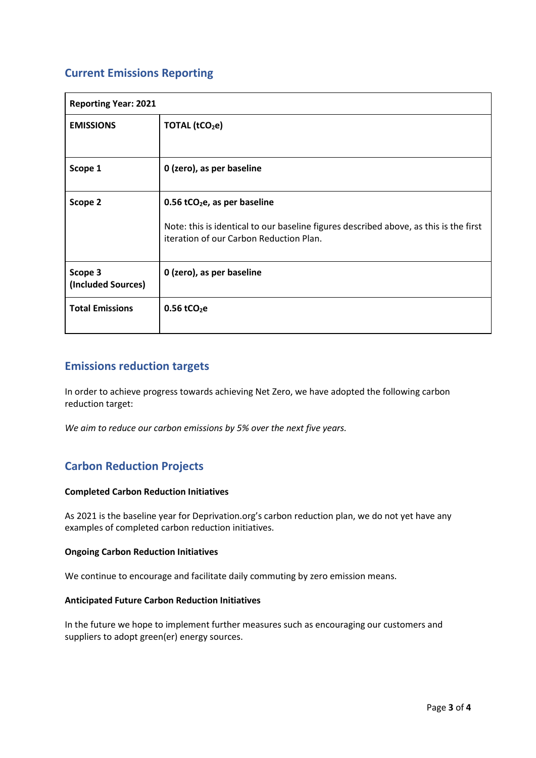## Current Emissions Reporting

| Reporting Year: 2021 | |
|---|---|
| **EMISSIONS** | **TOTAL ($tCO_2e$)** |
| **Scope 1** | **0 (zero), as per baseline** |
| **Scope 2** | **0.56 $tCO_2e$, as per baseline**<br><br>Note: this is identical to our baseline figures described above, as this is the first iteration of our Carbon Reduction Plan. |
| **Scope 3 (Included Sources)** | **0 (zero), as per baseline** |
| **Total Emissions** | **0.56 $tCO_2e$** |

## Emissions reduction targets

In order to achieve progress towards achieving Net Zero, we have adopted the following carbon reduction target:

*We aim to reduce our carbon emissions by 5% over the next five years.*

## Carbon Reduction Projects

#### Completed Carbon Reduction Initiatives

As 2021 is the baseline year for Deprivation.org's carbon reduction plan, we do not yet have any examples of completed carbon reduction initiatives.

#### Ongoing Carbon Reduction Initiatives

We continue to encourage and facilitate daily commuting by zero emission means.

#### Anticipated Future Carbon Reduction Initiatives

In the future we hope to implement further measures such as encouraging our customers and suppliers to adopt green(er) energy sources.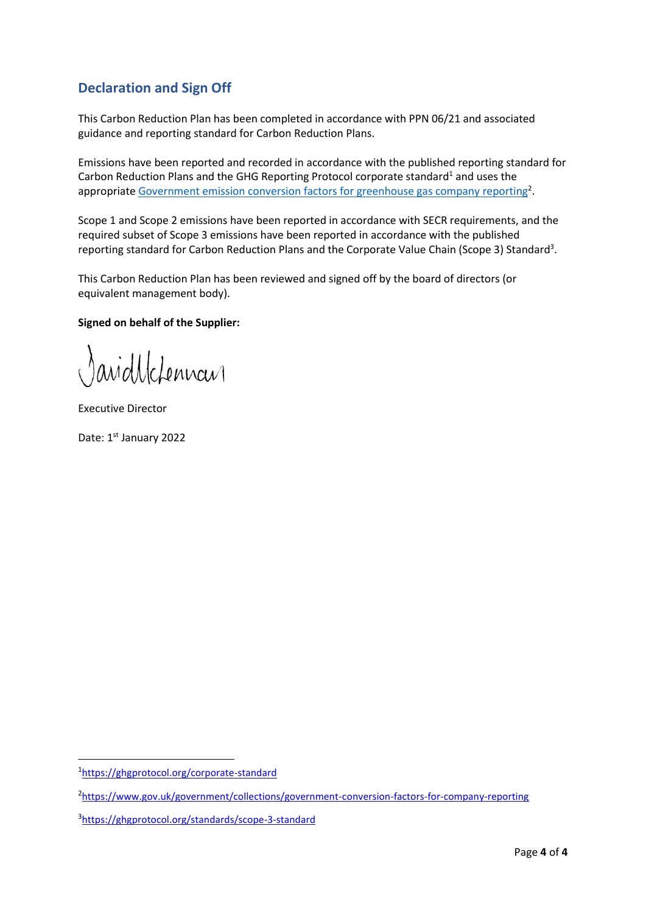## Declaration and Sign Off

This Carbon Reduction Plan has been completed in accordance with PPN 06/21 and associated guidance and reporting standard for Carbon Reduction Plans.

Emissions have been reported and recorded in accordance with the published reporting standard for Carbon Reduction Plans and the GHG Reporting Protocol corporate standard[1] and uses the appropriate [Government emission conversion factors for greenhouse gas company reporting](https://www.gov.uk/government/collections/government-conversion-factors-for-company-reporting)[2].

Scope 1 and Scope 2 emissions have been reported in accordance with SECR requirements, and the required subset of Scope 3 emissions have been reported in accordance with the published reporting standard for Carbon Reduction Plans and the Corporate Value Chain (Scope 3) Standard[3].

This Carbon Reduction Plan has been reviewed and signed off by the board of directors (or equivalent management body).

**Signed on behalf of the Supplier:**

DavidMcLennan

Executive Director

Date: 1st January 2022

---

[1] https://ghgprotocol.org/corporate-standard

[2] https://www.gov.uk/government/collections/government-conversion-factors-for-company-reporting

[3] https://ghgprotocol.org/standards/scope-3-standard